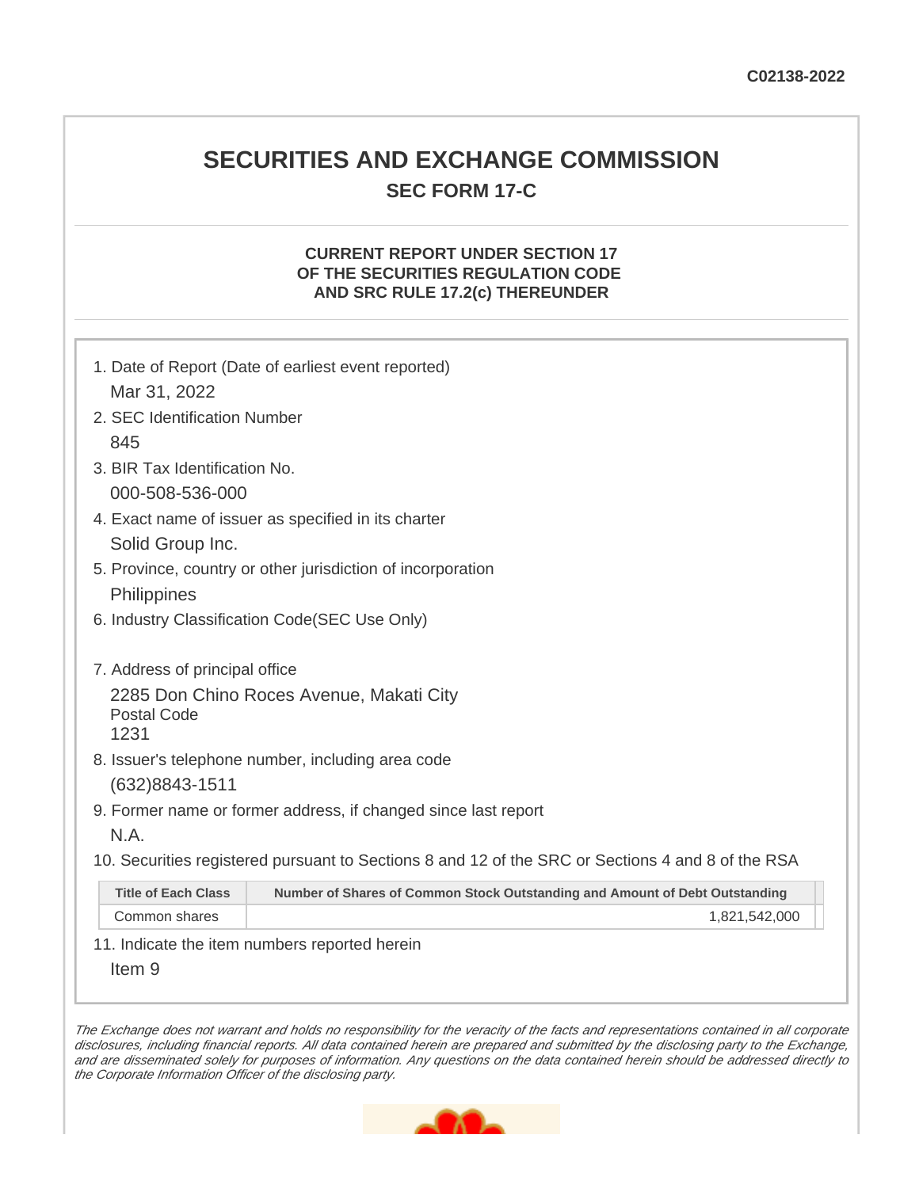C02138-2022

# SECURITIES AND EXCHANGE COMMISSION

## SEC FORM 17-C

### CURRENT REPORT UNDER SECTION 17 OF THE SECURITIES REGULATION CODE AND SRC RULE 17.2(c) THEREUNDER

1. Date of Report (Date of earliest event reported)

   Mar 31, 2022

2. SEC Identification Number

   845

3. BIR Tax Identification No.

   000-508-536-000

4. Exact name of issuer as specified in its charter

   Solid Group Inc.

5. Province, country or other jurisdiction of incorporation

   Philippines

6. Industry Classification Code(SEC Use Only)

7. Address of principal office

   2285 Don Chino Roces Avenue, Makati City
   Postal Code
   1231

8. Issuer's telephone number, including area code

   (632)8843-1511

9. Former name or former address, if changed since last report

   N.A.

10. Securities registered pursuant to Sections 8 and 12 of the SRC or Sections 4 and 8 of the RSA

| Title of Each Class | Number of Shares of Common Stock Outstanding and Amount of Debt Outstanding |
|---|---|
| Common shares | 1,821,542,000 |

11. Indicate the item numbers reported herein

    Item 9

*The Exchange does not warrant and holds no responsibility for the veracity of the facts and representations contained in all corporate disclosures, including financial reports. All data contained herein are prepared and submitted by the disclosing party to the Exchange, and are disseminated solely for purposes of information. Any questions on the data contained herein should be addressed directly to the Corporate Information Officer of the disclosing party.*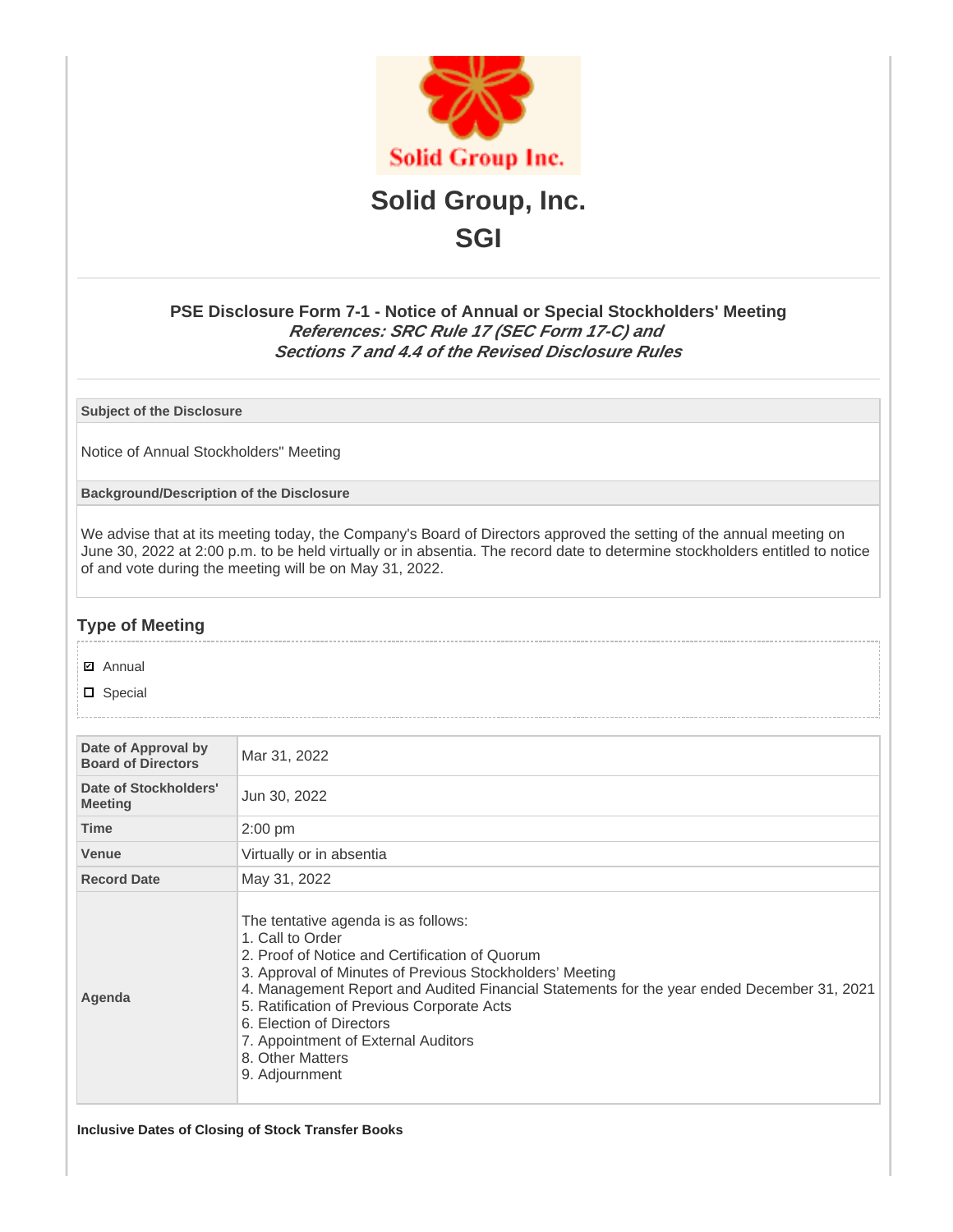# Solid Group, Inc.

# SGI

### PSE Disclosure Form 7-1 - Notice of Annual or Special Stockholders' Meeting

***References: SRC Rule 17 (SEC Form 17-C) and Sections 7 and 4.4 of the Revised Disclosure Rules***

| **Subject of the Disclosure** |
|---|
| Notice of Annual Stockholders" Meeting |
| **Background/Description of the Disclosure** |
| We advise that at its meeting today, the Company's Board of Directors approved the setting of the annual meeting on June 30, 2022 at 2:00 p.m. to be held virtually or in absentia. The record date to determine stockholders entitled to notice of and vote during the meeting will be on May 31, 2022. |

## Type of Meeting

- [x] Annual
- [ ] Special

| | |
|---|---|
| **Date of Approval by Board of Directors** | Mar 31, 2022 |
| **Date of Stockholders' Meeting** | Jun 30, 2022 |
| **Time** | 2:00 pm |
| **Venue** | Virtually or in absentia |
| **Record Date** | May 31, 2022 |
| **Agenda** | The tentative agenda is as follows:<br>1. Call to Order<br>2. Proof of Notice and Certification of Quorum<br>3. Approval of Minutes of Previous Stockholders' Meeting<br>4. Management Report and Audited Financial Statements for the year ended December 31, 2021<br>5. Ratification of Previous Corporate Acts<br>6. Election of Directors<br>7. Appointment of External Auditors<br>8. Other Matters<br>9. Adjournment |

**Inclusive Dates of Closing of Stock Transfer Books**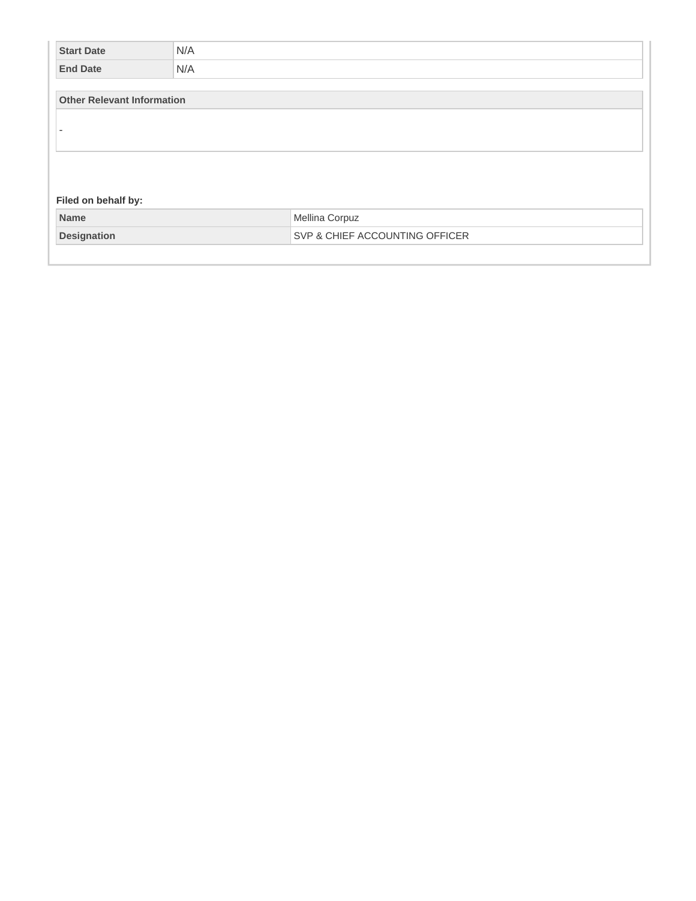| | |
|---|---|
| Start Date | N/A |
| End Date | N/A |

| Other Relevant Information |
|---|
| - |

**Filed on behalf by:**

| | |
|---|---|
| Name | Mellina Corpuz |
| Designation | SVP & CHIEF ACCOUNTING OFFICER |